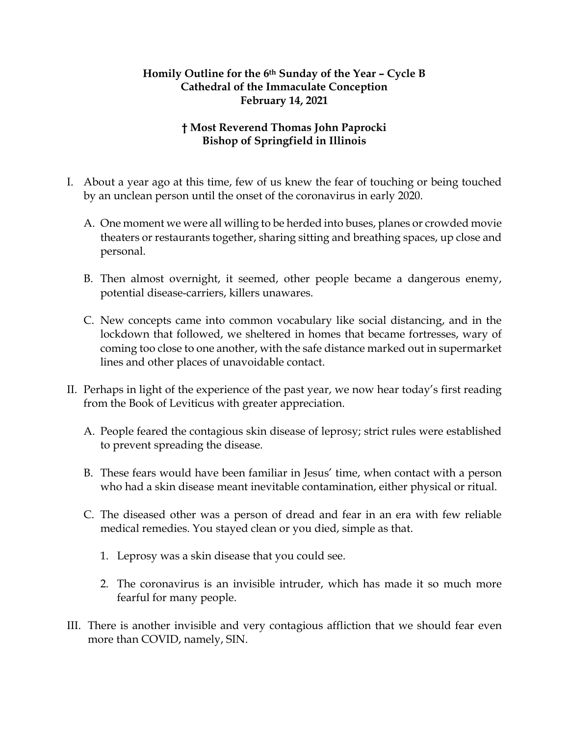**Homily Outline for the 6th Sunday of the Year – Cycle B**
**Cathedral of the Immaculate Conception**
**February 14, 2021**

**† Most Reverend Thomas John Paprocki**
**Bishop of Springfield in Illinois**

I. About a year ago at this time, few of us knew the fear of touching or being touched by an unclean person until the onset of the coronavirus in early 2020.

   A. One moment we were all willing to be herded into buses, planes or crowded movie theaters or restaurants together, sharing sitting and breathing spaces, up close and personal.

   B. Then almost overnight, it seemed, other people became a dangerous enemy, potential disease-carriers, killers unawares.

   C. New concepts came into common vocabulary like social distancing, and in the lockdown that followed, we sheltered in homes that became fortresses, wary of coming too close to one another, with the safe distance marked out in supermarket lines and other places of unavoidable contact.

II. Perhaps in light of the experience of the past year, we now hear today's first reading from the Book of Leviticus with greater appreciation.

   A. People feared the contagious skin disease of leprosy; strict rules were established to prevent spreading the disease.

   B. These fears would have been familiar in Jesus' time, when contact with a person who had a skin disease meant inevitable contamination, either physical or ritual.

   C. The diseased other was a person of dread and fear in an era with few reliable medical remedies. You stayed clean or you died, simple as that.

      1. Leprosy was a skin disease that you could see.

      2. The coronavirus is an invisible intruder, which has made it so much more fearful for many people.

III. There is another invisible and very contagious affliction that we should fear even more than COVID, namely, SIN.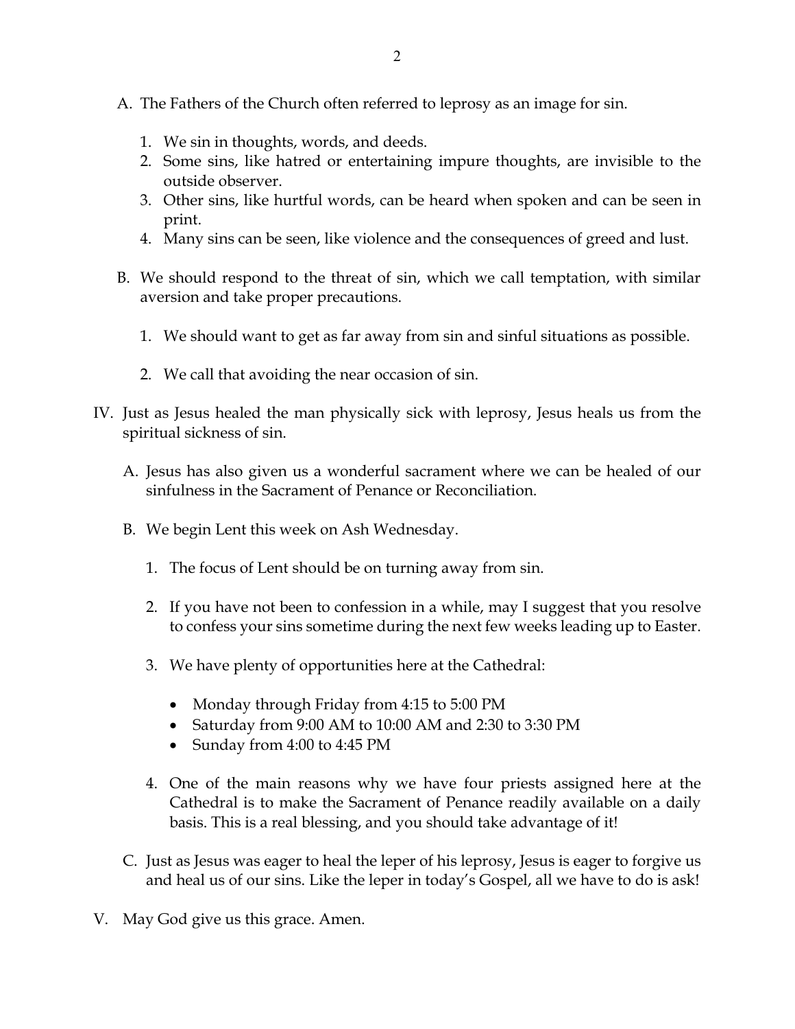A. The Fathers of the Church often referred to leprosy as an image for sin.

   1. We sin in thoughts, words, and deeds.
   2. Some sins, like hatred or entertaining impure thoughts, are invisible to the outside observer.
   3. Other sins, like hurtful words, can be heard when spoken and can be seen in print.
   4. Many sins can be seen, like violence and the consequences of greed and lust.

B. We should respond to the threat of sin, which we call temptation, with similar aversion and take proper precautions.

   1. We should want to get as far away from sin and sinful situations as possible.

   2. We call that avoiding the near occasion of sin.

IV. Just as Jesus healed the man physically sick with leprosy, Jesus heals us from the spiritual sickness of sin.

   A. Jesus has also given us a wonderful sacrament where we can be healed of our sinfulness in the Sacrament of Penance or Reconciliation.

   B. We begin Lent this week on Ash Wednesday.

      1. The focus of Lent should be on turning away from sin.

      2. If you have not been to confession in a while, may I suggest that you resolve to confess your sins sometime during the next few weeks leading up to Easter.

      3. We have plenty of opportunities here at the Cathedral:

         - Monday through Friday from 4:15 to 5:00 PM
         - Saturday from 9:00 AM to 10:00 AM and 2:30 to 3:30 PM
         - Sunday from 4:00 to 4:45 PM

      4. One of the main reasons why we have four priests assigned here at the Cathedral is to make the Sacrament of Penance readily available on a daily basis. This is a real blessing, and you should take advantage of it!

   C. Just as Jesus was eager to heal the leper of his leprosy, Jesus is eager to forgive us and heal us of our sins. Like the leper in today's Gospel, all we have to do is ask!

V. May God give us this grace. Amen.